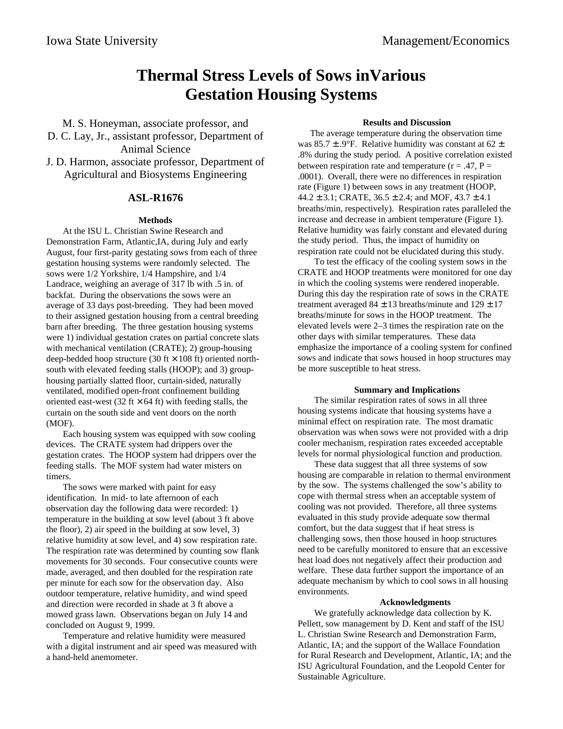Iowa State University Management/Economics

# Thermal Stress Levels of Sows inVarious Gestation Housing Systems

M. S. Honeyman, associate professor, and
D. C. Lay, Jr., assistant professor, Department of Animal Science
J. D. Harmon, associate professor, Department of Agricultural and Biosystems Engineering

## ASL-R1676

### Methods

At the ISU L. Christian Swine Research and Demonstration Farm, Atlantic,IA, during July and early August, four first-parity gestating sows from each of three gestation housing systems were randomly selected. The sows were 1/2 Yorkshire, 1/4 Hampshire, and 1/4 Landrace, weighing an average of 317 lb with .5 in. of backfat. During the observations the sows were an average of 33 days post-breeding. They had been moved to their assigned gestation housing from a central breeding barn after breeding. The three gestation housing systems were 1) individual gestation crates on partial concrete slats with mechanical ventilation (CRATE); 2) group-housing deep-bedded hoop structure (30 ft × 108 ft) oriented north-south with elevated feeding stalls (HOOP); and 3) group-housing partially slatted floor, curtain-sided, naturally ventilated, modified open-front confinement building oriented east-west (32 ft × 64 ft) with feeding stalls, the curtain on the south side and vent doors on the north (MOF).

Each housing system was equipped with sow cooling devices. The CRATE system had drippers over the gestation crates. The HOOP system had drippers over the feeding stalls. The MOF system had water misters on timers.

The sows were marked with paint for easy identification. In mid- to late afternoon of each observation day the following data were recorded: 1) temperature in the building at sow level (about 3 ft above the floor), 2) air speed in the building at sow level, 3) relative humidity at sow level, and 4) sow respiration rate. The respiration rate was determined by counting sow flank movements for 30 seconds. Four consecutive counts were made, averaged, and then doubled for the respiration rate per minute for each sow for the observation day. Also outdoor temperature, relative humidity, and wind speed and direction were recorded in shade at 3 ft above a mowed grass lawn. Observations began on July 14 and concluded on August 9, 1999.

Temperature and relative humidity were measured with a digital instrument and air speed was measured with a hand-held anemometer.

### Results and Discussion

The average temperature during the observation time was 85.7 ± .9°F. Relative humidity was constant at 62 ± .8% during the study period. A positive correlation existed between respiration rate and temperature ($r = .47$, $P = .0001$). Overall, there were no differences in respiration rate (Figure 1) between sows in any treatment (HOOP, 44.2 ± 3.1; CRATE, 36.5 ± 2.4; and MOF, 43.7 ± 4.1 breaths/min, respectively). Respiration rates paralleled the increase and decrease in ambient temperature (Figure 1). Relative humidity was fairly constant and elevated during the study period. Thus, the impact of humidity on respiration rate could not be elucidated during this study.

To test the efficacy of the cooling system sows in the CRATE and HOOP treatments were monitored for one day in which the cooling systems were rendered inoperable. During this day the respiration rate of sows in the CRATE treatment averaged 84 ± 13 breaths/minute and 129 ± 17 breaths/minute for sows in the HOOP treatment. The elevated levels were 2–3 times the respiration rate on the other days with similar temperatures. These data emphasize the importance of a cooling system for confined sows and indicate that sows housed in hoop structures may be more susceptible to heat stress.

### Summary and Implications

The similar respiration rates of sows in all three housing systems indicate that housing systems have a minimal effect on respiration rate. The most dramatic observation was when sows were not provided with a drip cooler mechanism, respiration rates exceeded acceptable levels for normal physiological function and production.

These data suggest that all three systems of sow housing are comparable in relation to thermal environment by the sow. The systems challenged the sow's ability to cope with thermal stress when an acceptable system of cooling was not provided. Therefore, all three systems evaluated in this study provide adequate sow thermal comfort, but the data suggest that if heat stress is challenging sows, then those housed in hoop structures need to be carefully monitored to ensure that an excessive heat load does not negatively affect their production and welfare. These data further support the importance of an adequate mechanism by which to cool sows in all housing environments.

### Acknowledgments

We gratefully acknowledge data collection by K. Pellett, sow management by D. Kent and staff of the ISU L. Christian Swine Research and Demonstration Farm, Atlantic, IA; and the support of the Wallace Foundation for Rural Research and Development, Atlantic, IA; and the ISU Agricultural Foundation, and the Leopold Center for Sustainable Agriculture.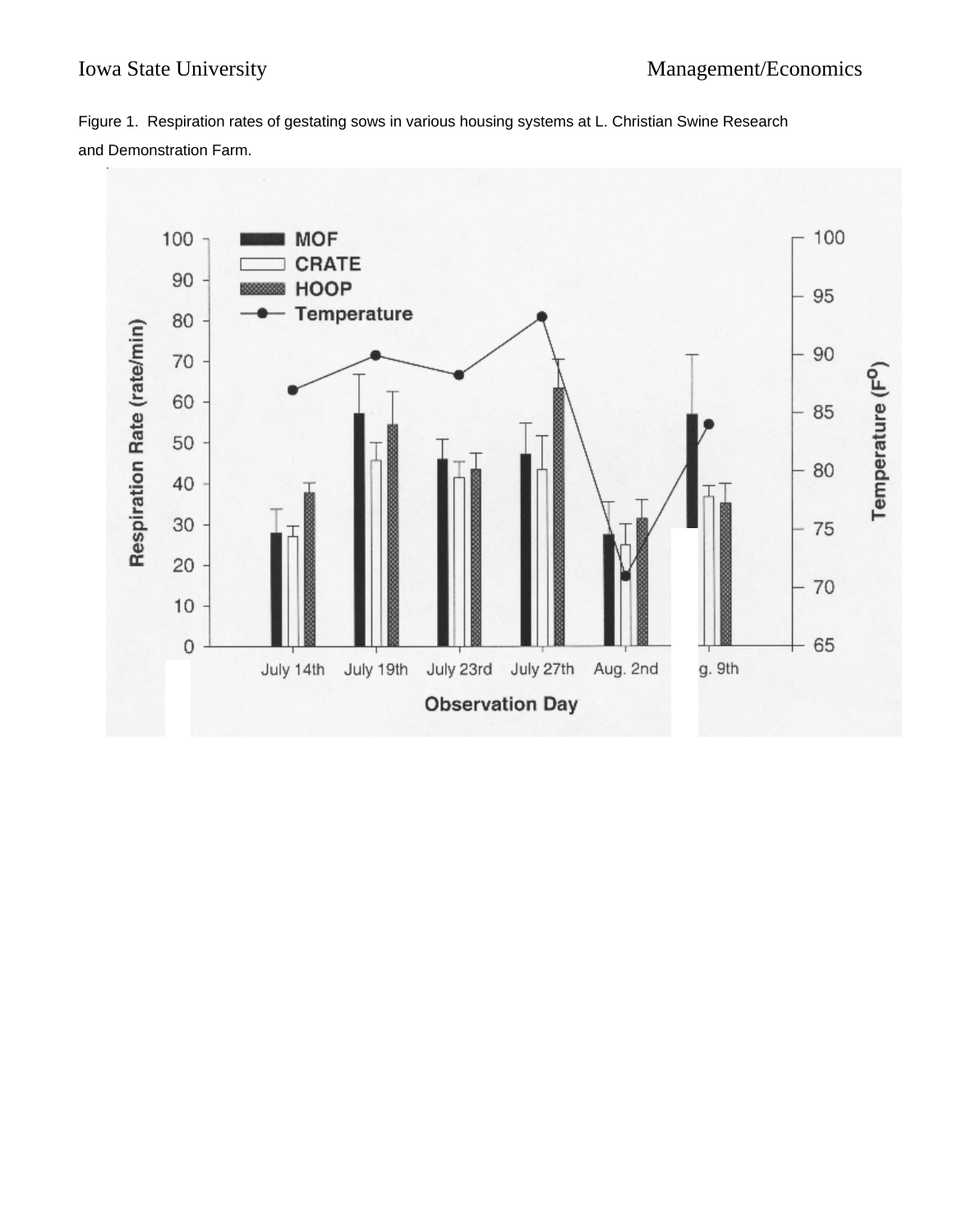Figure 1. Respiration rates of gestating sows in various housing systems at L. Christian Swine Research and Demonstration Farm.

100
90
80
70
60
50
40
30
20
10
0

Respiration Rate (rate/min)

MOF
CRATE
HOOP
Temperature

100
95
90
85
80
75
70
65

Temperature (F$^{O}$)

July 14th
July 19th
July 23rd
July 27th
Aug. 2nd
g. 9th

Observation Day